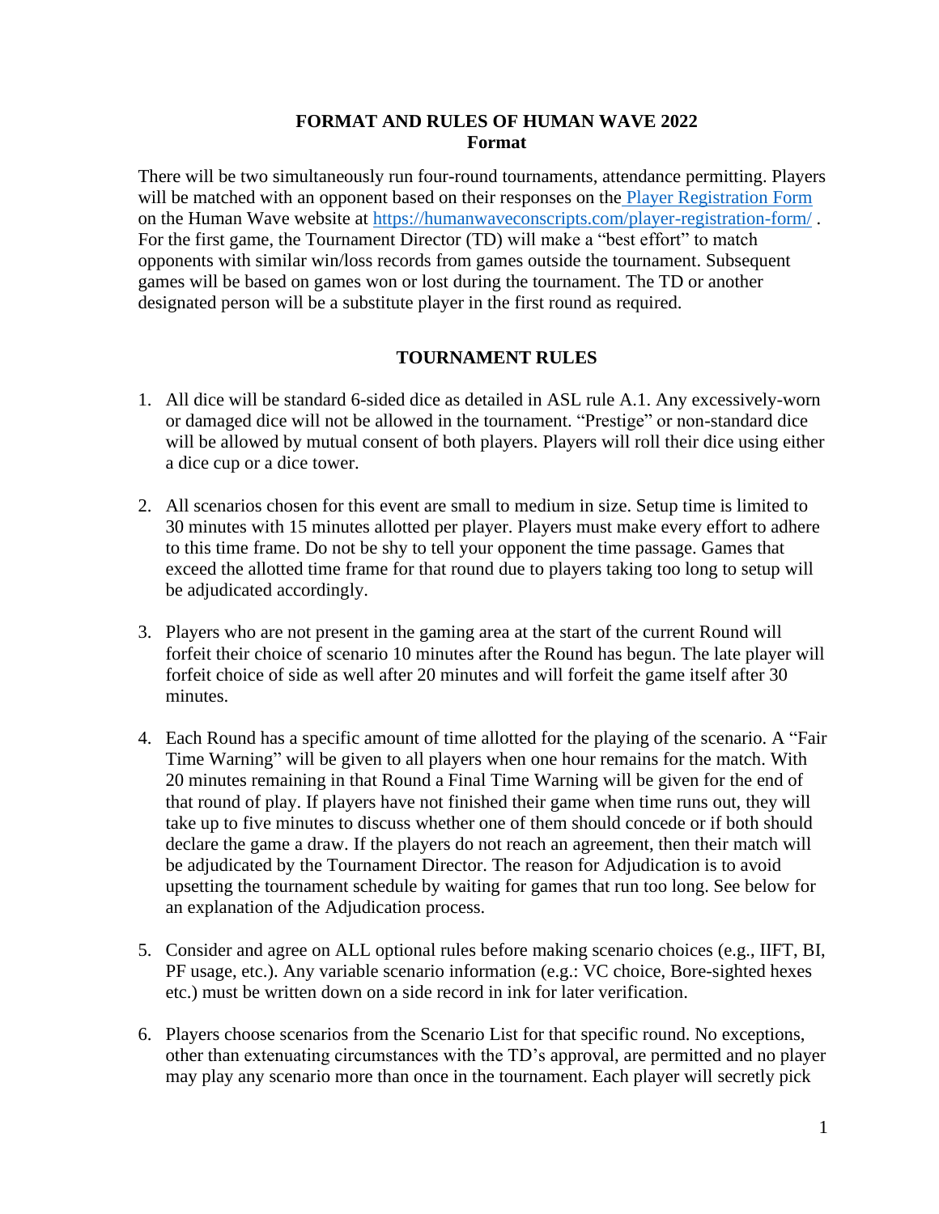# FORMAT AND RULES OF HUMAN WAVE 2022

## Format

There will be two simultaneously run four-round tournaments, attendance permitting. Players will be matched with an opponent based on their responses on the [Player Registration Form](https://humanwaveconscripts.com/player-registration-form/) on the Human Wave website at https://humanwaveconscripts.com/player-registration-form/ . For the first game, the Tournament Director (TD) will make a "best effort" to match opponents with similar win/loss records from games outside the tournament. Subsequent games will be based on games won or lost during the tournament. The TD or another designated person will be a substitute player in the first round as required.

## TOURNAMENT RULES

1. All dice will be standard 6-sided dice as detailed in ASL rule A.1. Any excessively-worn or damaged dice will not be allowed in the tournament. "Prestige" or non-standard dice will be allowed by mutual consent of both players. Players will roll their dice using either a dice cup or a dice tower.

2. All scenarios chosen for this event are small to medium in size. Setup time is limited to 30 minutes with 15 minutes allotted per player. Players must make every effort to adhere to this time frame. Do not be shy to tell your opponent the time passage. Games that exceed the allotted time frame for that round due to players taking too long to setup will be adjudicated accordingly.

3. Players who are not present in the gaming area at the start of the current Round will forfeit their choice of scenario 10 minutes after the Round has begun. The late player will forfeit choice of side as well after 20 minutes and will forfeit the game itself after 30 minutes.

4. Each Round has a specific amount of time allotted for the playing of the scenario. A "Fair Time Warning" will be given to all players when one hour remains for the match. With 20 minutes remaining in that Round a Final Time Warning will be given for the end of that round of play. If players have not finished their game when time runs out, they will take up to five minutes to discuss whether one of them should concede or if both should declare the game a draw. If the players do not reach an agreement, then their match will be adjudicated by the Tournament Director. The reason for Adjudication is to avoid upsetting the tournament schedule by waiting for games that run too long. See below for an explanation of the Adjudication process.

5. Consider and agree on ALL optional rules before making scenario choices (e.g., IIFT, BI, PF usage, etc.). Any variable scenario information (e.g.: VC choice, Bore-sighted hexes etc.) must be written down on a side record in ink for later verification.

6. Players choose scenarios from the Scenario List for that specific round. No exceptions, other than extenuating circumstances with the TD's approval, are permitted and no player may play any scenario more than once in the tournament. Each player will secretly pick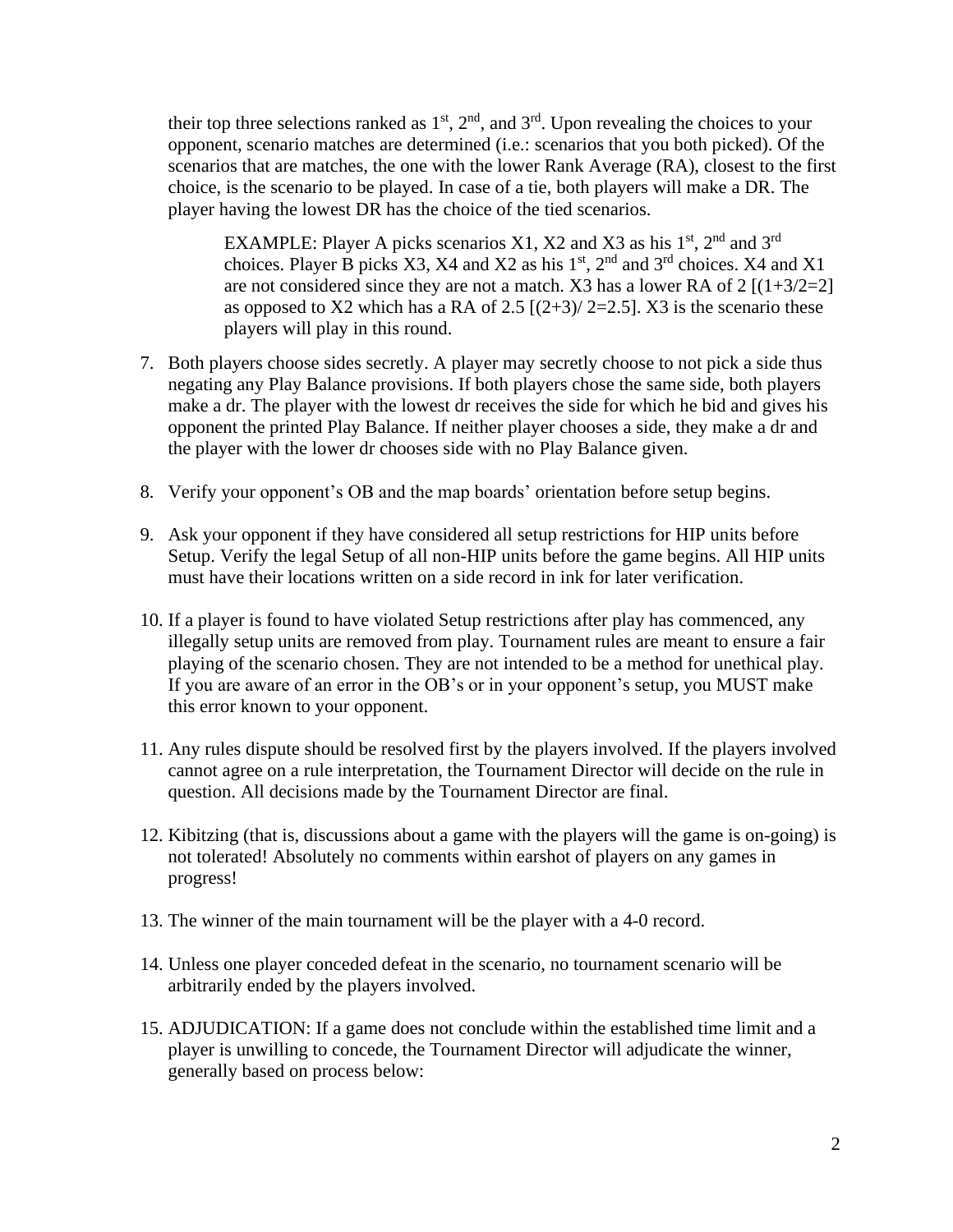their top three selections ranked as 1st, 2nd, and 3rd. Upon revealing the choices to your opponent, scenario matches are determined (i.e.: scenarios that you both picked). Of the scenarios that are matches, the one with the lower Rank Average (RA), closest to the first choice, is the scenario to be played. In case of a tie, both players will make a DR. The player having the lowest DR has the choice of the tied scenarios.

> EXAMPLE: Player A picks scenarios X1, X2 and X3 as his 1st, 2nd and 3rd choices. Player B picks X3, X4 and X2 as his 1st, 2nd and 3rd choices. X4 and X1 are not considered since they are not a match. X3 has a lower RA of 2 [(1+3/2=2] as opposed to X2 which has a RA of 2.5 [(2+3)/ 2=2.5]. X3 is the scenario these players will play in this round.

7. Both players choose sides secretly. A player may secretly choose to not pick a side thus negating any Play Balance provisions. If both players chose the same side, both players make a dr. The player with the lowest dr receives the side for which he bid and gives his opponent the printed Play Balance. If neither player chooses a side, they make a dr and the player with the lower dr chooses side with no Play Balance given.

8. Verify your opponent's OB and the map boards' orientation before setup begins.

9. Ask your opponent if they have considered all setup restrictions for HIP units before Setup. Verify the legal Setup of all non-HIP units before the game begins. All HIP units must have their locations written on a side record in ink for later verification.

10. If a player is found to have violated Setup restrictions after play has commenced, any illegally setup units are removed from play. Tournament rules are meant to ensure a fair playing of the scenario chosen. They are not intended to be a method for unethical play. If you are aware of an error in the OB's or in your opponent's setup, you MUST make this error known to your opponent.

11. Any rules dispute should be resolved first by the players involved. If the players involved cannot agree on a rule interpretation, the Tournament Director will decide on the rule in question. All decisions made by the Tournament Director are final.

12. Kibitzing (that is, discussions about a game with the players will the game is on-going) is not tolerated! Absolutely no comments within earshot of players on any games in progress!

13. The winner of the main tournament will be the player with a 4-0 record.

14. Unless one player conceded defeat in the scenario, no tournament scenario will be arbitrarily ended by the players involved.

15. ADJUDICATION: If a game does not conclude within the established time limit and a player is unwilling to concede, the Tournament Director will adjudicate the winner, generally based on process below: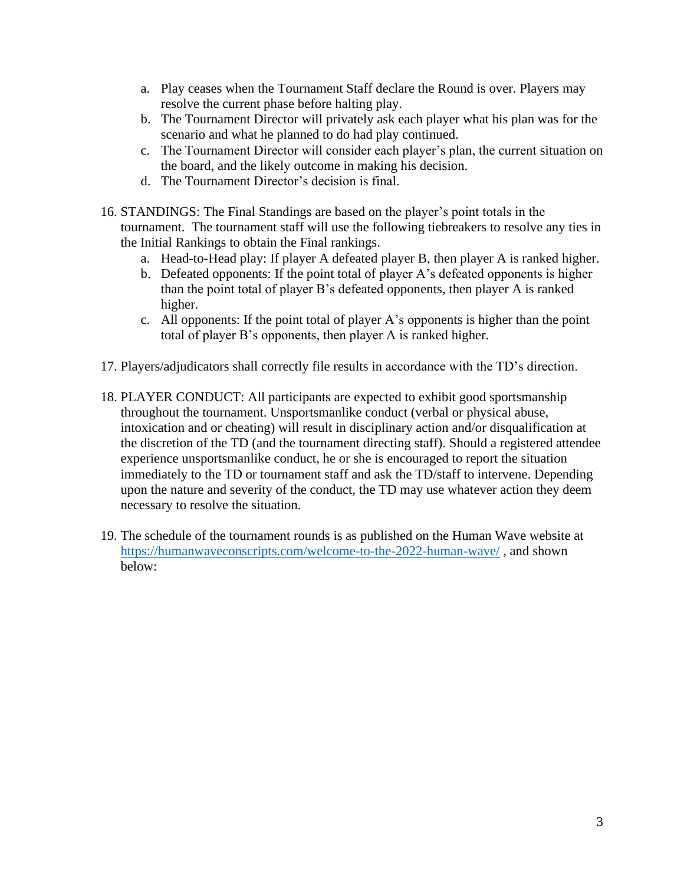a. Play ceases when the Tournament Staff declare the Round is over. Players may resolve the current phase before halting play.
   b. The Tournament Director will privately ask each player what his plan was for the scenario and what he planned to do had play continued.
   c. The Tournament Director will consider each player's plan, the current situation on the board, and the likely outcome in making his decision.
   d. The Tournament Director's decision is final.

16. STANDINGS: The Final Standings are based on the player's point totals in the tournament. The tournament staff will use the following tiebreakers to resolve any ties in the Initial Rankings to obtain the Final rankings.
    a. Head-to-Head play: If player A defeated player B, then player A is ranked higher.
    b. Defeated opponents: If the point total of player A's defeated opponents is higher than the point total of player B's defeated opponents, then player A is ranked higher.
    c. All opponents: If the point total of player A's opponents is higher than the point total of player B's opponents, then player A is ranked higher.

17. Players/adjudicators shall correctly file results in accordance with the TD's direction.

18. PLAYER CONDUCT: All participants are expected to exhibit good sportsmanship throughout the tournament. Unsportsmanlike conduct (verbal or physical abuse, intoxication and or cheating) will result in disciplinary action and/or disqualification at the discretion of the TD (and the tournament directing staff). Should a registered attendee experience unsportsmanlike conduct, he or she is encouraged to report the situation immediately to the TD or tournament staff and ask the TD/staff to intervene. Depending upon the nature and severity of the conduct, the TD may use whatever action they deem necessary to resolve the situation.

19. The schedule of the tournament rounds is as published on the Human Wave website at [https://humanwaveconscripts.com/welcome-to-the-2022-human-wave/](https://humanwaveconscripts.com/welcome-to-the-2022-human-wave/) , and shown below: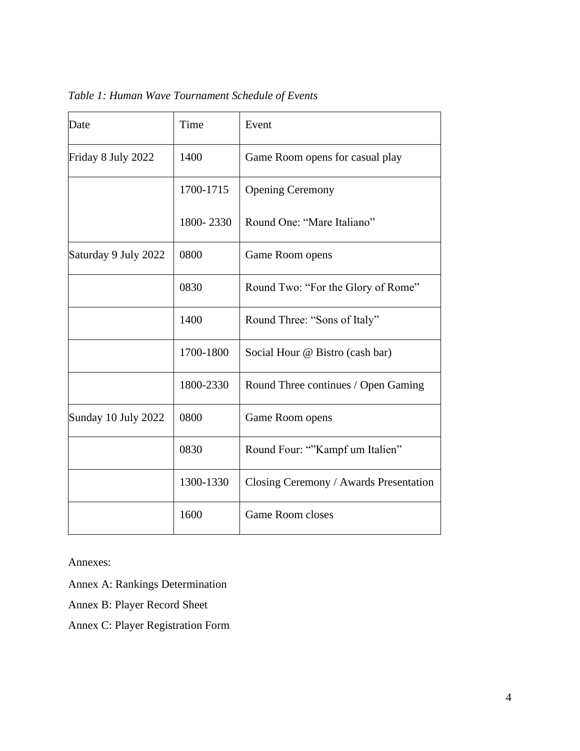*Table 1: Human Wave Tournament Schedule of Events*

| Date | Time | Event |
|---|---|---|
| Friday 8 July 2022 | 1400 | Game Room opens for casual play |
| | 1700-1715 | Opening Ceremony |
| | 1800- 2330 | Round One: "Mare Italiano" |
| Saturday 9 July 2022 | 0800 | Game Room opens |
| | 0830 | Round Two: "For the Glory of Rome" |
| | 1400 | Round Three: "Sons of Italy" |
| | 1700-1800 | Social Hour @ Bistro (cash bar) |
| | 1800-2330 | Round Three continues / Open Gaming |
| Sunday 10 July 2022 | 0800 | Game Room opens |
| | 0830 | Round Four: ""Kampf um Italien" |
| | 1300-1330 | Closing Ceremony / Awards Presentation |
| | 1600 | Game Room closes |

Annexes:

Annex A: Rankings Determination

Annex B: Player Record Sheet

Annex C: Player Registration Form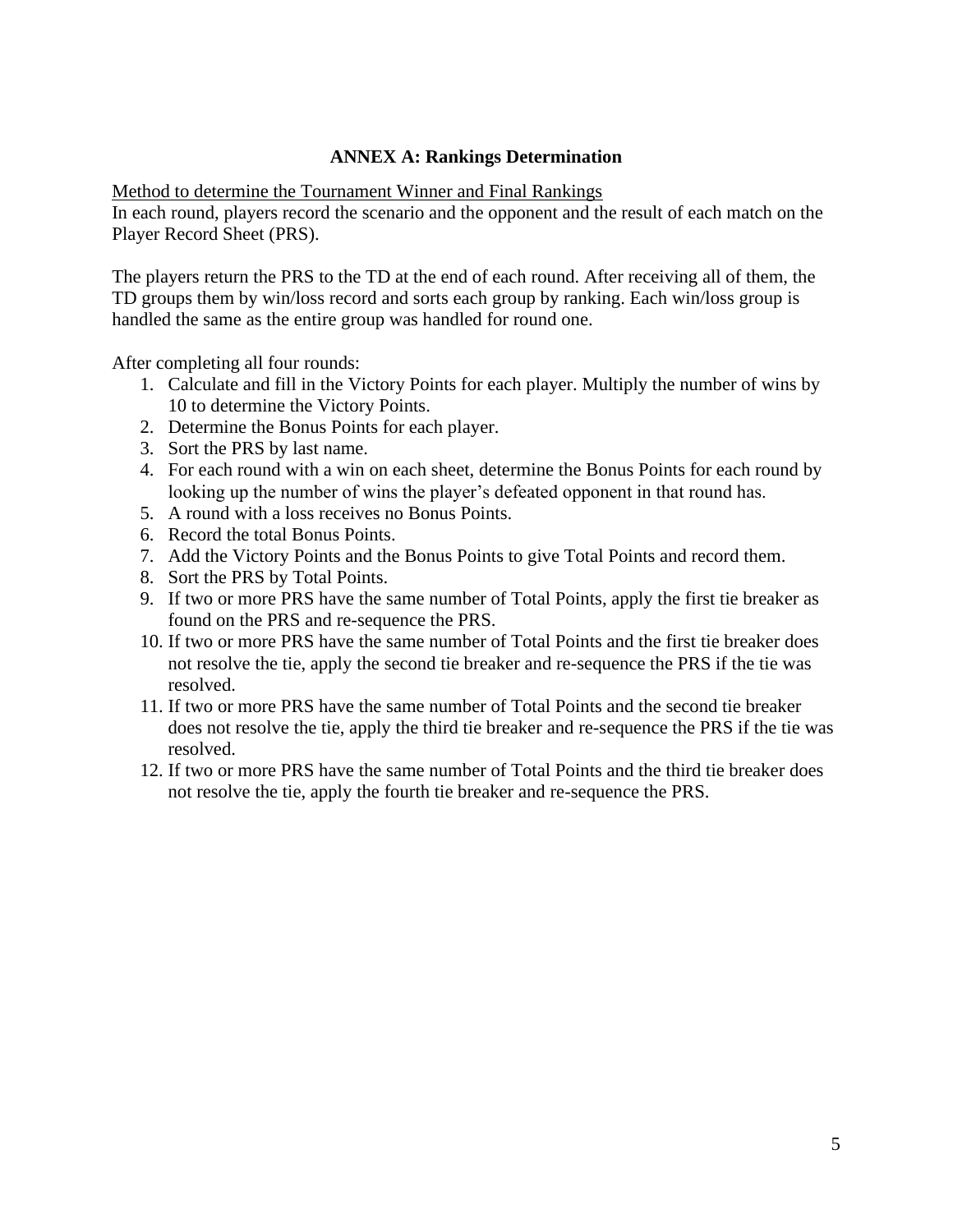## ANNEX A: Rankings Determination

Method to determine the Tournament Winner and Final Rankings

In each round, players record the scenario and the opponent and the result of each match on the Player Record Sheet (PRS).

The players return the PRS to the TD at the end of each round. After receiving all of them, the TD groups them by win/loss record and sorts each group by ranking. Each win/loss group is handled the same as the entire group was handled for round one.

After completing all four rounds:

1. Calculate and fill in the Victory Points for each player. Multiply the number of wins by 10 to determine the Victory Points.
2. Determine the Bonus Points for each player.
3. Sort the PRS by last name.
4. For each round with a win on each sheet, determine the Bonus Points for each round by looking up the number of wins the player's defeated opponent in that round has.
5. A round with a loss receives no Bonus Points.
6. Record the total Bonus Points.
7. Add the Victory Points and the Bonus Points to give Total Points and record them.
8. Sort the PRS by Total Points.
9. If two or more PRS have the same number of Total Points, apply the first tie breaker as found on the PRS and re-sequence the PRS.
10. If two or more PRS have the same number of Total Points and the first tie breaker does not resolve the tie, apply the second tie breaker and re-sequence the PRS if the tie was resolved.
11. If two or more PRS have the same number of Total Points and the second tie breaker does not resolve the tie, apply the third tie breaker and re-sequence the PRS if the tie was resolved.
12. If two or more PRS have the same number of Total Points and the third tie breaker does not resolve the tie, apply the fourth tie breaker and re-sequence the PRS.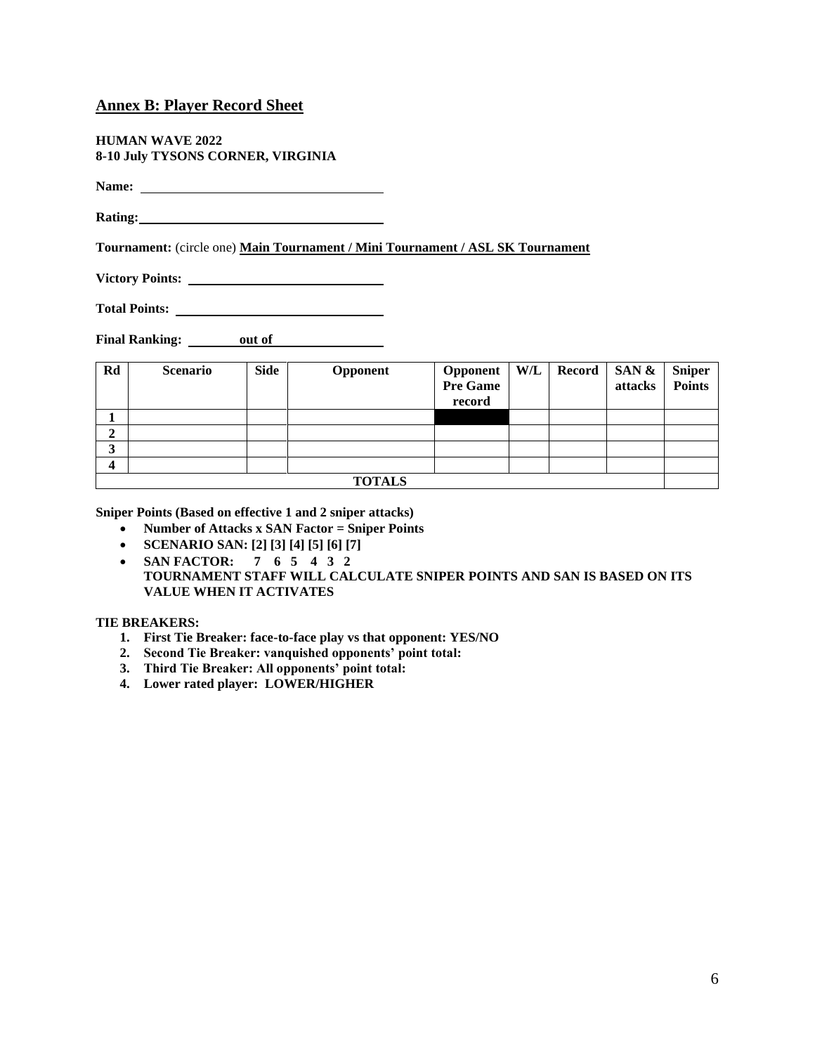## Annex B: Player Record Sheet

**HUMAN WAVE 2022**
**8-10 July TYSONS CORNER, VIRGINIA**

**Name:** ______________________________

**Rating:** ______________________________

**Tournament:** (circle one) **Main Tournament / Mini Tournament / ASL SK Tournament**

**Victory Points:** ______________________________

**Total Points:** ______________________________

**Final Ranking:** ________ **out of** ______________

| Rd | Scenario | Side | Opponent | Opponent Pre Game record | W/L | Record | SAN & attacks | Sniper Points |
|---|---|---|---|---|---|---|---|---|
| 1 | | | | | | | | |
| 2 | | | | | | | | |
| 3 | | | | | | | | |
| 4 | | | | | | | | |
| TOTALS | | | | | | | | |

**Sniper Points (Based on effective 1 and 2 sniper attacks)**

- **Number of Attacks x SAN Factor = Sniper Points**
- **SCENARIO SAN: [2] [3] [4] [5] [6] [7]**
- **SAN FACTOR: 7 6 5 4 3 2**
  **TOURNAMENT STAFF WILL CALCULATE SNIPER POINTS AND SAN IS BASED ON ITS VALUE WHEN IT ACTIVATES**

**TIE BREAKERS:**

1. **First Tie Breaker: face-to-face play vs that opponent: YES/NO**
2. **Second Tie Breaker: vanquished opponents' point total:**
3. **Third Tie Breaker: All opponents' point total:**
4. **Lower rated player: LOWER/HIGHER**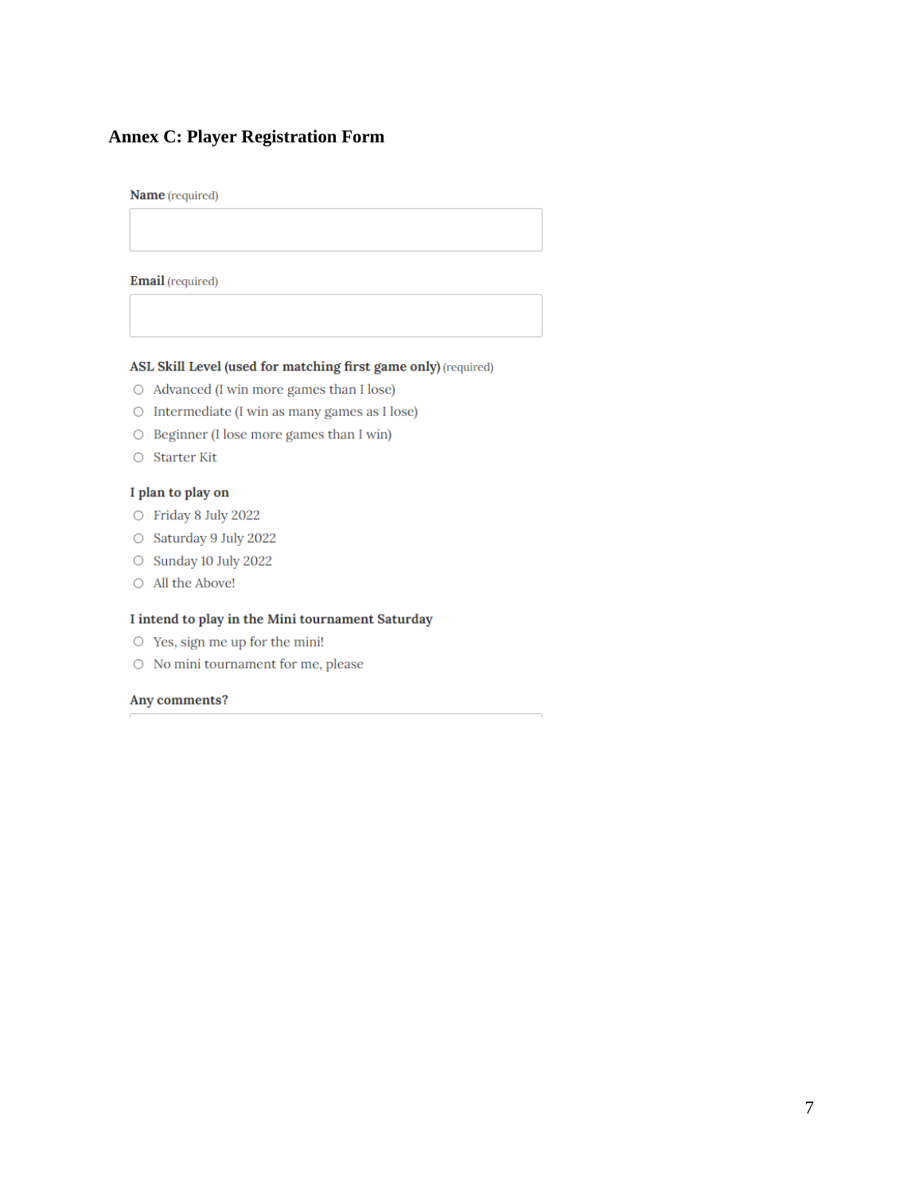## Annex C: Player Registration Form

**Name** (required)

**Email** (required)

**ASL Skill Level (used for matching first game only)** (required)

- ○ Advanced (I win more games than I lose)
- ○ Intermediate (I win as many games as I lose)
- ○ Beginner (I lose more games than I win)
- ○ Starter Kit

**I plan to play on**

- ○ Friday 8 July 2022
- ○ Saturday 9 July 2022
- ○ Sunday 10 July 2022
- ○ All the Above!

**I intend to play in the Mini tournament Saturday**

- ○ Yes, sign me up for the mini!
- ○ No mini tournament for me, please

**Any comments?**